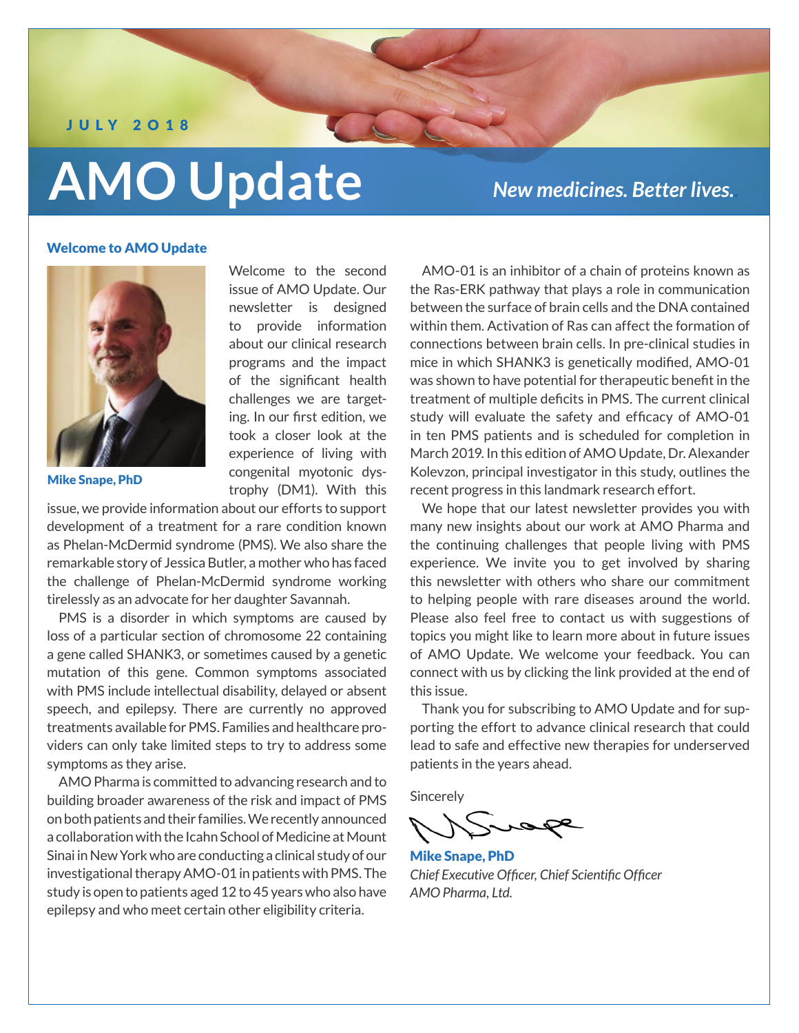JULY 2018

# AMO Update

*New medicines. Better lives.*

## Welcome to AMO Update

**Mike Snape, PhD**

Welcome to the second issue of AMO Update. Our newsletter is designed to provide information about our clinical research programs and the impact of the significant health challenges we are targeting. In our first edition, we took a closer look at the experience of living with congenital myotonic dystrophy (DM1). With this issue, we provide information about our efforts to support development of a treatment for a rare condition known as Phelan-McDermid syndrome (PMS). We also share the remarkable story of Jessica Butler, a mother who has faced the challenge of Phelan-McDermid syndrome working tirelessly as an advocate for her daughter Savannah.

PMS is a disorder in which symptoms are caused by loss of a particular section of chromosome 22 containing a gene called SHANK3, or sometimes caused by a genetic mutation of this gene. Common symptoms associated with PMS include intellectual disability, delayed or absent speech, and epilepsy. There are currently no approved treatments available for PMS. Families and healthcare providers can only take limited steps to try to address some symptoms as they arise.

AMO Pharma is committed to advancing research and to building broader awareness of the risk and impact of PMS on both patients and their families. We recently announced a collaboration with the Icahn School of Medicine at Mount Sinai in New York who are conducting a clinical study of our investigational therapy AMO-01 in patients with PMS. The study is open to patients aged 12 to 45 years who also have epilepsy and who meet certain other eligibility criteria.

AMO-01 is an inhibitor of a chain of proteins known as the Ras-ERK pathway that plays a role in communication between the surface of brain cells and the DNA contained within them. Activation of Ras can affect the formation of connections between brain cells. In pre-clinical studies in mice in which SHANK3 is genetically modified, AMO-01 was shown to have potential for therapeutic benefit in the treatment of multiple deficits in PMS. The current clinical study will evaluate the safety and efficacy of AMO-01 in ten PMS patients and is scheduled for completion in March 2019. In this edition of AMO Update, Dr. Alexander Kolevzon, principal investigator in this study, outlines the recent progress in this landmark research effort.

We hope that our latest newsletter provides you with many new insights about our work at AMO Pharma and the continuing challenges that people living with PMS experience. We invite you to get involved by sharing this newsletter with others who share our commitment to helping people with rare diseases around the world. Please also feel free to contact us with suggestions of topics you might like to learn more about in future issues of AMO Update. We welcome your feedback. You can connect with us by clicking the link provided at the end of this issue.

Thank you for subscribing to AMO Update and for supporting the effort to advance clinical research that could lead to safe and effective new therapies for underserved patients in the years ahead.

Sincerely

**Mike Snape, PhD**
*Chief Executive Officer, Chief Scientific Officer*
*AMO Pharma, Ltd.*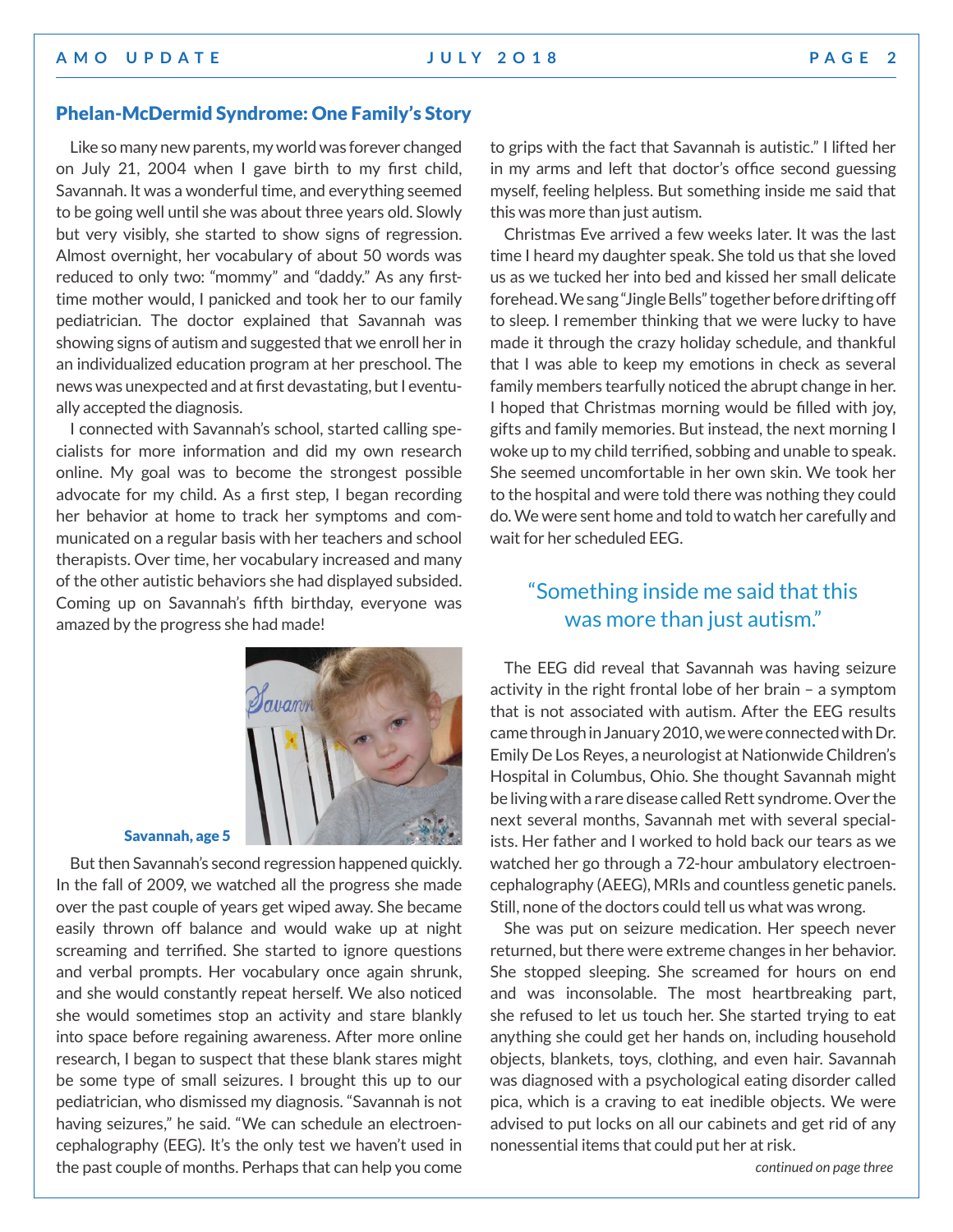## Phelan-McDermid Syndrome: One Family's Story

Like so many new parents, my world was forever changed on July 21, 2004 when I gave birth to my first child, Savannah. It was a wonderful time, and everything seemed to be going well until she was about three years old. Slowly but very visibly, she started to show signs of regression. Almost overnight, her vocabulary of about 50 words was reduced to only two: "mommy" and "daddy." As any first-time mother would, I panicked and took her to our family pediatrician. The doctor explained that Savannah was showing signs of autism and suggested that we enroll her in an individualized education program at her preschool. The news was unexpected and at first devastating, but I eventually accepted the diagnosis.

I connected with Savannah's school, started calling specialists for more information and did my own research online. My goal was to become the strongest possible advocate for my child. As a first step, I began recording her behavior at home to track her symptoms and communicated on a regular basis with her teachers and school therapists. Over time, her vocabulary increased and many of the other autistic behaviors she had displayed subsided. Coming up on Savannah's fifth birthday, everyone was amazed by the progress she had made!

**Savannah, age 5**

But then Savannah's second regression happened quickly. In the fall of 2009, we watched all the progress she made over the past couple of years get wiped away. She became easily thrown off balance and would wake up at night screaming and terrified. She started to ignore questions and verbal prompts. Her vocabulary once again shrunk, and she would constantly repeat herself. We also noticed she would sometimes stop an activity and stare blankly into space before regaining awareness. After more online research, I began to suspect that these blank stares might be some type of small seizures. I brought this up to our pediatrician, who dismissed my diagnosis. "Savannah is not having seizures," he said. "We can schedule an electroencephalography (EEG). It's the only test we haven't used in the past couple of months. Perhaps that can help you come to grips with the fact that Savannah is autistic." I lifted her in my arms and left that doctor's office second guessing myself, feeling helpless. But something inside me said that this was more than just autism.

Christmas Eve arrived a few weeks later. It was the last time I heard my daughter speak. She told us that she loved us as we tucked her into bed and kissed her small delicate forehead. We sang "Jingle Bells" together before drifting off to sleep. I remember thinking that we were lucky to have made it through the crazy holiday schedule, and thankful that I was able to keep my emotions in check as several family members tearfully noticed the abrupt change in her. I hoped that Christmas morning would be filled with joy, gifts and family memories. But instead, the next morning I woke up to my child terrified, sobbing and unable to speak. She seemed uncomfortable in her own skin. We took her to the hospital and were told there was nothing they could do. We were sent home and told to watch her carefully and wait for her scheduled EEG.

> "Something inside me said that this was more than just autism."

The EEG did reveal that Savannah was having seizure activity in the right frontal lobe of her brain – a symptom that is not associated with autism. After the EEG results came through in January 2010, we were connected with Dr. Emily De Los Reyes, a neurologist at Nationwide Children's Hospital in Columbus, Ohio. She thought Savannah might be living with a rare disease called Rett syndrome. Over the next several months, Savannah met with several specialists. Her father and I worked to hold back our tears as we watched her go through a 72-hour ambulatory electroencephalography (AEEG), MRIs and countless genetic panels. Still, none of the doctors could tell us what was wrong.

She was put on seizure medication. Her speech never returned, but there were extreme changes in her behavior. She stopped sleeping. She screamed for hours on end and was inconsolable. The most heartbreaking part, she refused to let us touch her. She started trying to eat anything she could get her hands on, including household objects, blankets, toys, clothing, and even hair. Savannah was diagnosed with a psychological eating disorder called pica, which is a craving to eat inedible objects. We were advised to put locks on all our cabinets and get rid of any nonessential items that could put her at risk.

*continued on page three*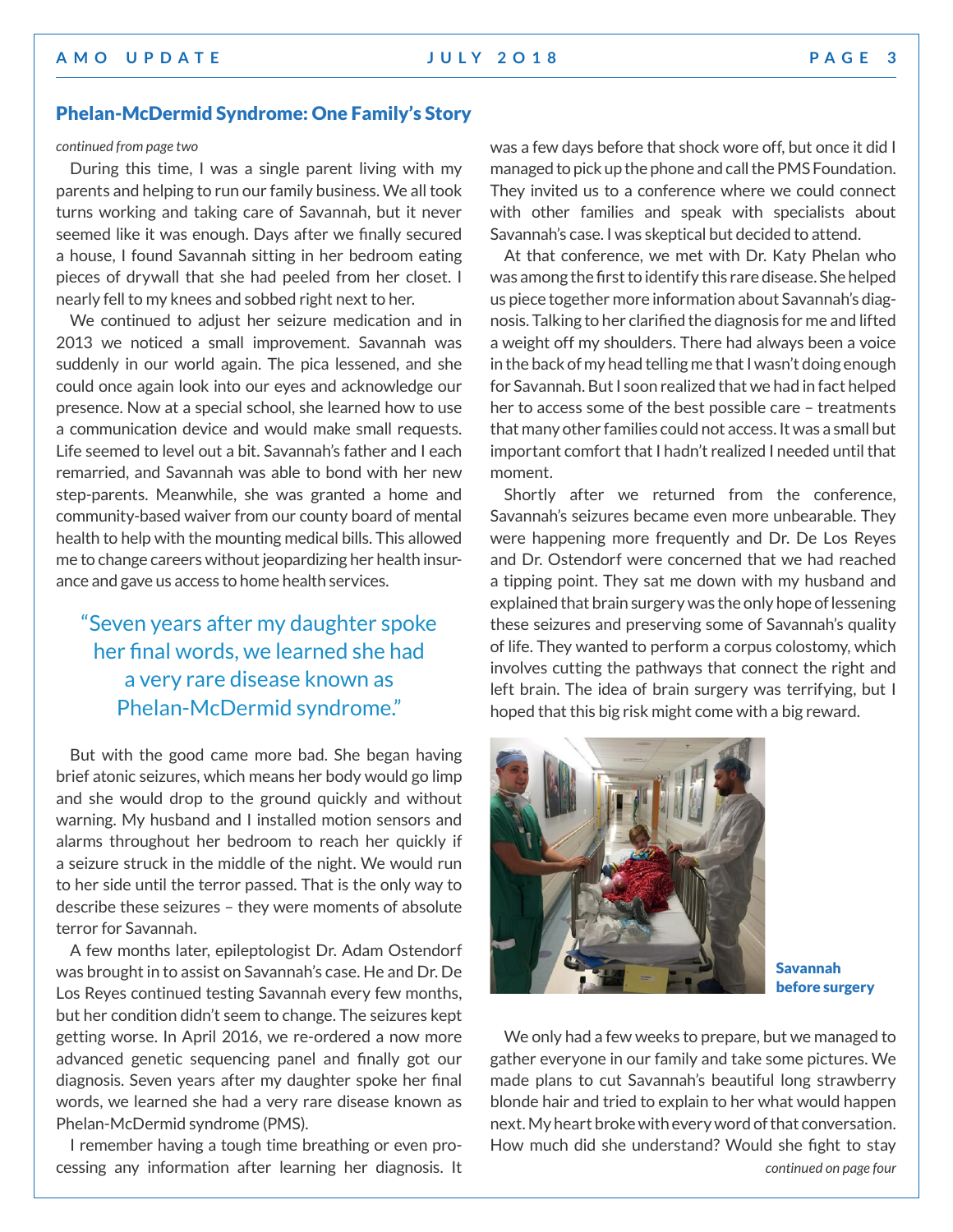## Phelan-McDermid Syndrome: One Family's Story

*continued from page two*

During this time, I was a single parent living with my parents and helping to run our family business. We all took turns working and taking care of Savannah, but it never seemed like it was enough. Days after we finally secured a house, I found Savannah sitting in her bedroom eating pieces of drywall that she had peeled from her closet. I nearly fell to my knees and sobbed right next to her.

We continued to adjust her seizure medication and in 2013 we noticed a small improvement. Savannah was suddenly in our world again. The pica lessened, and she could once again look into our eyes and acknowledge our presence. Now at a special school, she learned how to use a communication device and would make small requests. Life seemed to level out a bit. Savannah's father and I each remarried, and Savannah was able to bond with her new step-parents. Meanwhile, she was granted a home and community-based waiver from our county board of mental health to help with the mounting medical bills. This allowed me to change careers without jeopardizing her health insurance and gave us access to home health services.

> "Seven years after my daughter spoke her final words, we learned she had a very rare disease known as Phelan-McDermid syndrome."

But with the good came more bad. She began having brief atonic seizures, which means her body would go limp and she would drop to the ground quickly and without warning. My husband and I installed motion sensors and alarms throughout her bedroom to reach her quickly if a seizure struck in the middle of the night. We would run to her side until the terror passed. That is the only way to describe these seizures – they were moments of absolute terror for Savannah.

A few months later, epileptologist Dr. Adam Ostendorf was brought in to assist on Savannah's case. He and Dr. De Los Reyes continued testing Savannah every few months, but her condition didn't seem to change. The seizures kept getting worse. In April 2016, we re-ordered a now more advanced genetic sequencing panel and finally got our diagnosis. Seven years after my daughter spoke her final words, we learned she had a very rare disease known as Phelan-McDermid syndrome (PMS).

I remember having a tough time breathing or even processing any information after learning her diagnosis. It was a few days before that shock wore off, but once it did I managed to pick up the phone and call the PMS Foundation. They invited us to a conference where we could connect with other families and speak with specialists about Savannah's case. I was skeptical but decided to attend.

At that conference, we met with Dr. Katy Phelan who was among the first to identify this rare disease. She helped us piece together more information about Savannah's diagnosis. Talking to her clarified the diagnosis for me and lifted a weight off my shoulders. There had always been a voice in the back of my head telling me that I wasn't doing enough for Savannah. But I soon realized that we had in fact helped her to access some of the best possible care – treatments that many other families could not access. It was a small but important comfort that I hadn't realized I needed until that moment.

Shortly after we returned from the conference, Savannah's seizures became even more unbearable. They were happening more frequently and Dr. De Los Reyes and Dr. Ostendorf were concerned that we had reached a tipping point. They sat me down with my husband and explained that brain surgery was the only hope of lessening these seizures and preserving some of Savannah's quality of life. They wanted to perform a corpus colostomy, which involves cutting the pathways that connect the right and left brain. The idea of brain surgery was terrifying, but I hoped that this big risk might come with a big reward.

**Savannah before surgery**

We only had a few weeks to prepare, but we managed to gather everyone in our family and take some pictures. We made plans to cut Savannah's beautiful long strawberry blonde hair and tried to explain to her what would happen next. My heart broke with every word of that conversation. How much did she understand? Would she fight to stay

*continued on page four*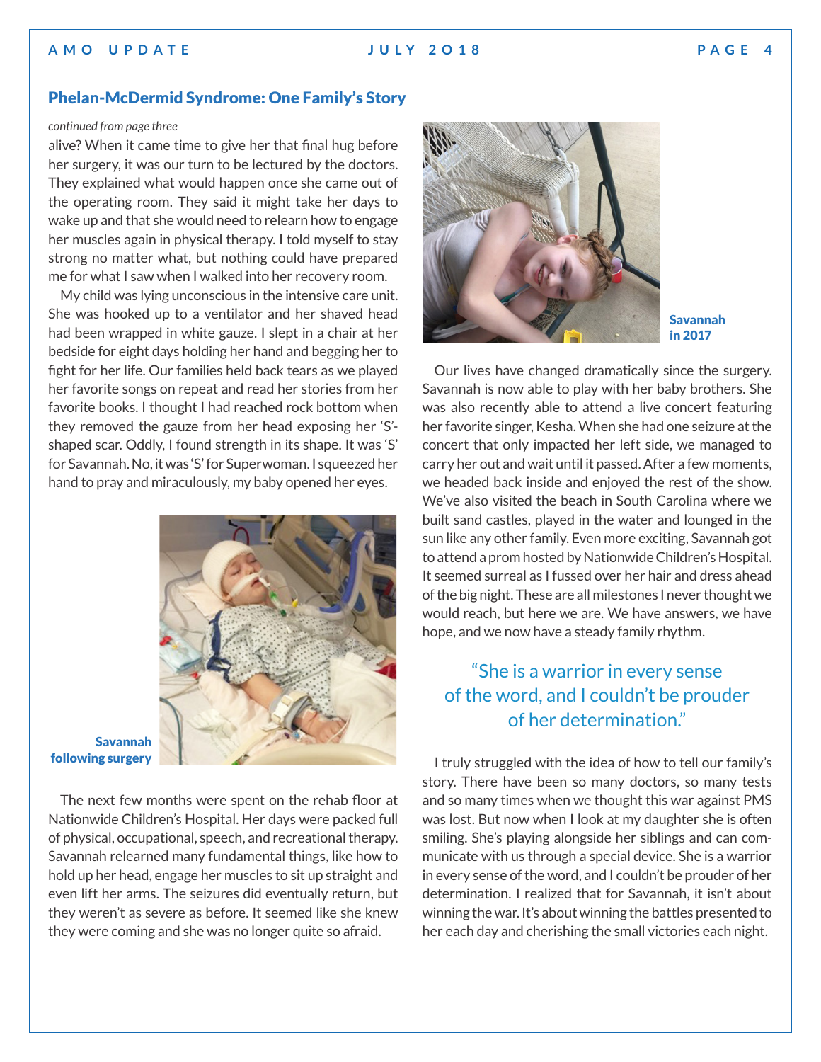## Phelan-McDermid Syndrome: One Family's Story

*continued from page three*

alive? When it came time to give her that final hug before her surgery, it was our turn to be lectured by the doctors. They explained what would happen once she came out of the operating room. They said it might take her days to wake up and that she would need to relearn how to engage her muscles again in physical therapy. I told myself to stay strong no matter what, but nothing could have prepared me for what I saw when I walked into her recovery room.

My child was lying unconscious in the intensive care unit. She was hooked up to a ventilator and her shaved head had been wrapped in white gauze. I slept in a chair at her bedside for eight days holding her hand and begging her to fight for her life. Our families held back tears as we played her favorite songs on repeat and read her stories from her favorite books. I thought I had reached rock bottom when they removed the gauze from her head exposing her 'S'-shaped scar. Oddly, I found strength in its shape. It was 'S' for Savannah. No, it was 'S' for Superwoman. I squeezed her hand to pray and miraculously, my baby opened her eyes.

**Savannah following surgery**

The next few months were spent on the rehab floor at Nationwide Children's Hospital. Her days were packed full of physical, occupational, speech, and recreational therapy. Savannah relearned many fundamental things, like how to hold up her head, engage her muscles to sit up straight and even lift her arms. The seizures did eventually return, but they weren't as severe as before. It seemed like she knew they were coming and she was no longer quite so afraid.

**Savannah in 2017**

Our lives have changed dramatically since the surgery. Savannah is now able to play with her baby brothers. She was also recently able to attend a live concert featuring her favorite singer, Kesha. When she had one seizure at the concert that only impacted her left side, we managed to carry her out and wait until it passed. After a few moments, we headed back inside and enjoyed the rest of the show. We've also visited the beach in South Carolina where we built sand castles, played in the water and lounged in the sun like any other family. Even more exciting, Savannah got to attend a prom hosted by Nationwide Children's Hospital. It seemed surreal as I fussed over her hair and dress ahead of the big night. These are all milestones I never thought we would reach, but here we are. We have answers, we have hope, and we now have a steady family rhythm.

> "She is a warrior in every sense of the word, and I couldn't be prouder of her determination."

I truly struggled with the idea of how to tell our family's story. There have been so many doctors, so many tests and so many times when we thought this war against PMS was lost. But now when I look at my daughter she is often smiling. She's playing alongside her siblings and can communicate with us through a special device. She is a warrior in every sense of the word, and I couldn't be prouder of her determination. I realized that for Savannah, it isn't about winning the war. It's about winning the battles presented to her each day and cherishing the small victories each night.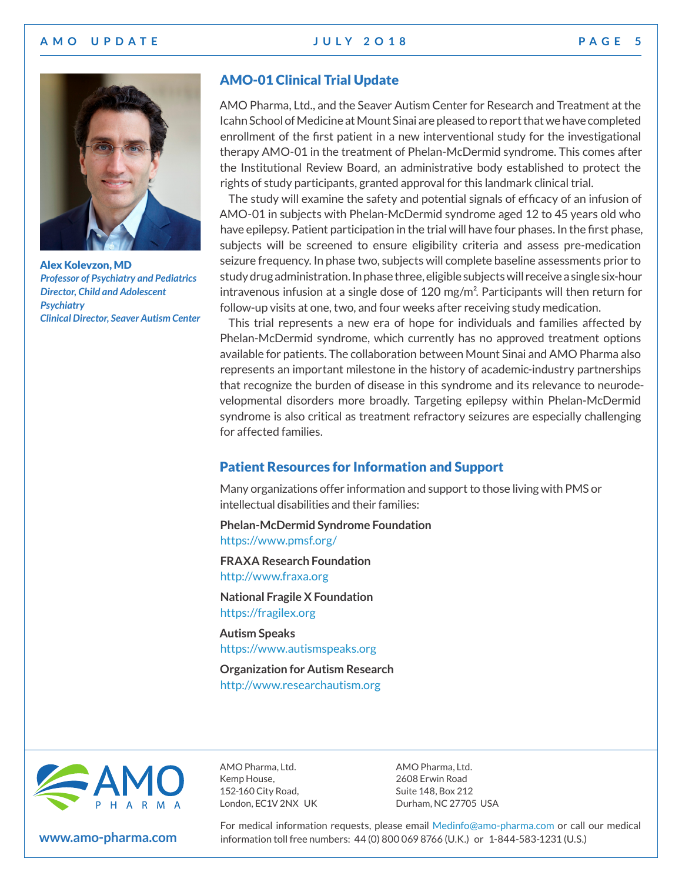**Alex Kolevzon, MD**
*Professor of Psychiatry and Pediatrics*
*Director, Child and Adolescent Psychiatry*
*Clinical Director, Seaver Autism Center*

## AMO-01 Clinical Trial Update

AMO Pharma, Ltd., and the Seaver Autism Center for Research and Treatment at the Icahn School of Medicine at Mount Sinai are pleased to report that we have completed enrollment of the first patient in a new interventional study for the investigational therapy AMO-01 in the treatment of Phelan-McDermid syndrome. This comes after the Institutional Review Board, an administrative body established to protect the rights of study participants, granted approval for this landmark clinical trial.

The study will examine the safety and potential signals of efficacy of an infusion of AMO-01 in subjects with Phelan-McDermid syndrome aged 12 to 45 years old who have epilepsy. Patient participation in the trial will have four phases. In the first phase, subjects will be screened to ensure eligibility criteria and assess pre-medication seizure frequency. In phase two, subjects will complete baseline assessments prior to study drug administration. In phase three, eligible subjects will receive a single six-hour intravenous infusion at a single dose of 120 mg/m². Participants will then return for follow-up visits at one, two, and four weeks after receiving study medication.

This trial represents a new era of hope for individuals and families affected by Phelan-McDermid syndrome, which currently has no approved treatment options available for patients. The collaboration between Mount Sinai and AMO Pharma also represents an important milestone in the history of academic-industry partnerships that recognize the burden of disease in this syndrome and its relevance to neurodevelopmental disorders more broadly. Targeting epilepsy within Phelan-McDermid syndrome is also critical as treatment refractory seizures are especially challenging for affected families.

## Patient Resources for Information and Support

Many organizations offer information and support to those living with PMS or intellectual disabilities and their families:

**Phelan-McDermid Syndrome Foundation**
https://www.pmsf.org/

**FRAXA Research Foundation**
http://www.fraxa.org

**National Fragile X Foundation**
https://fragilex.org

**Autism Speaks**
https://www.autismspeaks.org

**Organization for Autism Research**
http://www.researchautism.org

AMO PHARMA

www.amo-pharma.com

AMO Pharma, Ltd.
Kemp House,
152-160 City Road,
London, EC1V 2NX UK

AMO Pharma, Ltd.
2608 Erwin Road
Suite 148, Box 212
Durham, NC 27705 USA

For medical information requests, please email Medinfo@amo-pharma.com or call our medical information toll free numbers: 44 (0) 800 069 8766 (U.K.) or 1-844-583-1231 (U.S.)